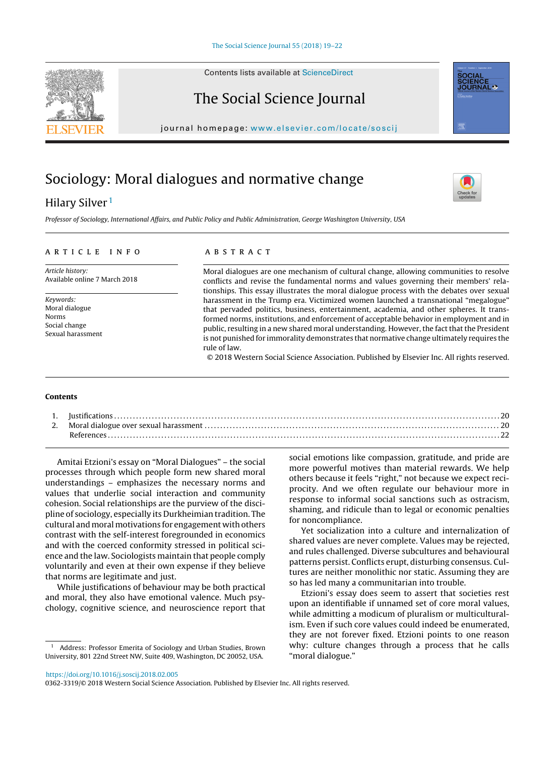# Sociology: Moral dialogues and normative change

Hilary Silver[1]

*Professor of Sociology, International Affairs, and Public Policy and Public Administration, George Washington University, USA*

## ARTICLE INFO

*Article history:*
Available online 7 March 2018

*Keywords:*
Moral dialogue
Norms
Social change
Sexual harassment

## ABSTRACT

Moral dialogues are one mechanism of cultural change, allowing communities to resolve conflicts and revise the fundamental norms and values governing their members' relationships. This essay illustrates the moral dialogue process with the debates over sexual harassment in the Trump era. Victimized women launched a transnational "megalogue" that pervaded politics, business, entertainment, academia, and other spheres. It transformed norms, institutions, and enforcement of acceptable behavior in employment and in public, resulting in a new shared moral understanding. However, the fact that the President is not punished for immorality demonstrates that normative change ultimately requires the rule of law.

© 2018 Western Social Science Association. Published by Elsevier Inc. All rights reserved.

**Contents**

1. Justifications ........ 20
2. Moral dialogue over sexual harassment ........ 20
   References ........ 22

Amitai Etzioni's essay on "Moral Dialogues" – the social processes through which people form new shared moral understandings – emphasizes the necessary norms and values that underlie social interaction and community cohesion. Social relationships are the purview of the discipline of sociology, especially its Durkheimian tradition. The cultural and moral motivations for engagement with others contrast with the self-interest foregrounded in economics and with the coerced conformity stressed in political science and the law. Sociologists maintain that people comply voluntarily and even at their own expense if they believe that norms are legitimate and just.

While justifications of behaviour may be both practical and moral, they also have emotional valence. Much psychology, cognitive science, and neuroscience report that social emotions like compassion, gratitude, and pride are more powerful motives than material rewards. We help others because it feels "right," not because we expect reciprocity. And we often regulate our behaviour more in response to informal social sanctions such as ostracism, shaming, and ridicule than to legal or economic penalties for noncompliance.

Yet socialization into a culture and internalization of shared values are never complete. Values may be rejected, and rules challenged. Diverse subcultures and behavioural patterns persist. Conflicts erupt, disturbing consensus. Cultures are neither monolithic nor static. Assuming they are so has led many a communitarian into trouble.

Etzioni's essay does seem to assert that societies rest upon an identifiable if unnamed set of core moral values, while admitting a modicum of pluralism or multiculturalism. Even if such core values could indeed be enumerated, they are not forever fixed. Etzioni points to one reason why: culture changes through a process that he calls "moral dialogue."

[1] Address: Professor Emerita of Sociology and Urban Studies, Brown University, 801 22nd Street NW, Suite 409, Washington, DC 20052, USA.

https://doi.org/10.1016/j.soscij.2018.02.005
0362-3319/© 2018 Western Social Science Association. Published by Elsevier Inc. All rights reserved.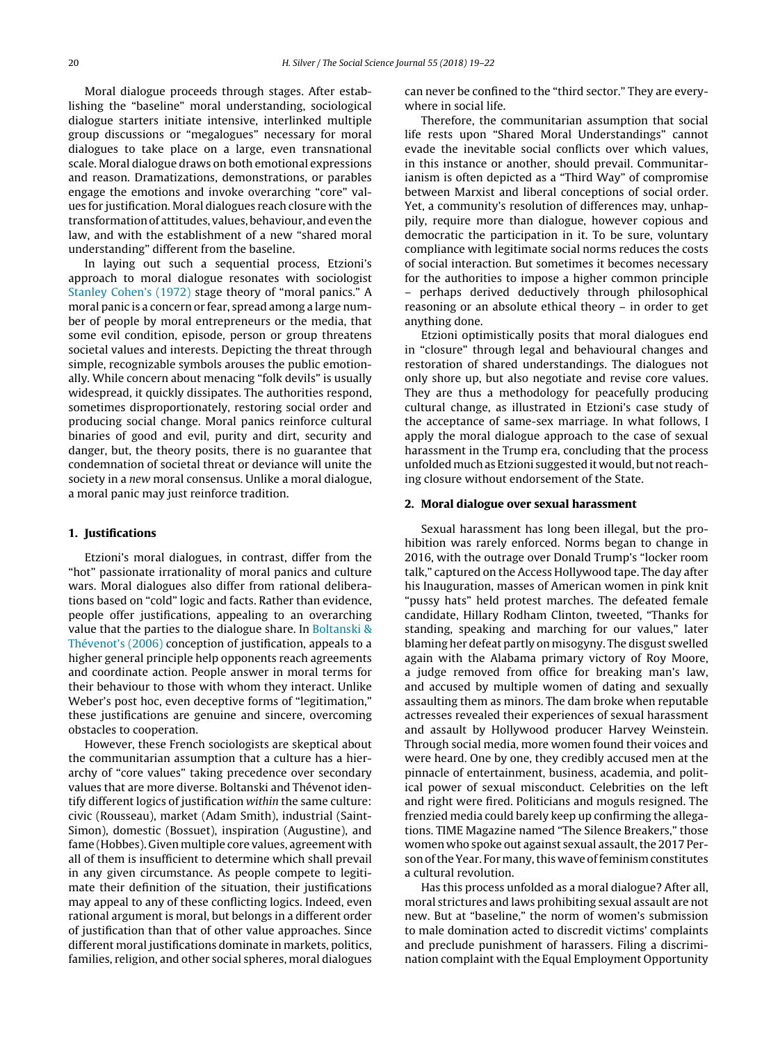Moral dialogue proceeds through stages. After establishing the "baseline" moral understanding, sociological dialogue starters initiate intensive, interlinked multiple group discussions or "megalogues" necessary for moral dialogues to take place on a large, even transnational scale. Moral dialogue draws on both emotional expressions and reason. Dramatizations, demonstrations, or parables engage the emotions and invoke overarching "core" values for justification. Moral dialogues reach closure with the transformation of attitudes, values, behaviour, and even the law, and with the establishment of a new "shared moral understanding" different from the baseline.

In laying out such a sequential process, Etzioni's approach to moral dialogue resonates with sociologist Stanley Cohen's (1972) stage theory of "moral panics." A moral panic is a concern or fear, spread among a large number of people by moral entrepreneurs or the media, that some evil condition, episode, person or group threatens societal values and interests. Depicting the threat through simple, recognizable symbols arouses the public emotionally. While concern about menacing "folk devils" is usually widespread, it quickly dissipates. The authorities respond, sometimes disproportionately, restoring social order and producing social change. Moral panics reinforce cultural binaries of good and evil, purity and dirt, security and danger, but, the theory posits, there is no guarantee that condemnation of societal threat or deviance will unite the society in a *new* moral consensus. Unlike a moral dialogue, a moral panic may just reinforce tradition.

## 1. Justifications

Etzioni's moral dialogues, in contrast, differ from the "hot" passionate irrationality of moral panics and culture wars. Moral dialogues also differ from rational deliberations based on "cold" logic and facts. Rather than evidence, people offer justifications, appealing to an overarching value that the parties to the dialogue share. In Boltanski & Thévenot's (2006) conception of justification, appeals to a higher general principle help opponents reach agreements and coordinate action. People answer in moral terms for their behaviour to those with whom they interact. Unlike Weber's post hoc, even deceptive forms of "legitimation," these justifications are genuine and sincere, overcoming obstacles to cooperation.

However, these French sociologists are skeptical about the communitarian assumption that a culture has a hierarchy of "core values" taking precedence over secondary values that are more diverse. Boltanski and Thévenot identify different logics of justification *within* the same culture: civic (Rousseau), market (Adam Smith), industrial (Saint-Simon), domestic (Bossuet), inspiration (Augustine), and fame (Hobbes). Given multiple core values, agreement with all of them is insufficient to determine which shall prevail in any given circumstance. As people compete to legitimate their definition of the situation, their justifications may appeal to any of these conflicting logics. Indeed, even rational argument is moral, but belongs in a different order of justification than that of other value approaches. Since different moral justifications dominate in markets, politics, families, religion, and other social spheres, moral dialogues can never be confined to the "third sector." They are everywhere in social life.

Therefore, the communitarian assumption that social life rests upon "Shared Moral Understandings" cannot evade the inevitable social conflicts over which values, in this instance or another, should prevail. Communitarianism is often depicted as a "Third Way" of compromise between Marxist and liberal conceptions of social order. Yet, a community's resolution of differences may, unhappily, require more than dialogue, however copious and democratic the participation in it. To be sure, voluntary compliance with legitimate social norms reduces the costs of social interaction. But sometimes it becomes necessary for the authorities to impose a higher common principle – perhaps derived deductively through philosophical reasoning or an absolute ethical theory – in order to get anything done.

Etzioni optimistically posits that moral dialogues end in "closure" through legal and behavioural changes and restoration of shared understandings. The dialogues not only shore up, but also negotiate and revise core values. They are thus a methodology for peacefully producing cultural change, as illustrated in Etzioni's case study of the acceptance of same-sex marriage. In what follows, I apply the moral dialogue approach to the case of sexual harassment in the Trump era, concluding that the process unfolded much as Etzioni suggested it would, but not reaching closure without endorsement of the State.

## 2. Moral dialogue over sexual harassment

Sexual harassment has long been illegal, but the prohibition was rarely enforced. Norms began to change in 2016, with the outrage over Donald Trump's "locker room talk," captured on the Access Hollywood tape. The day after his Inauguration, masses of American women in pink knit "pussy hats" held protest marches. The defeated female candidate, Hillary Rodham Clinton, tweeted, "Thanks for standing, speaking and marching for our values," later blaming her defeat partly on misogyny. The disgust swelled again with the Alabama primary victory of Roy Moore, a judge removed from office for breaking man's law, and accused by multiple women of dating and sexually assaulting them as minors. The dam broke when reputable actresses revealed their experiences of sexual harassment and assault by Hollywood producer Harvey Weinstein. Through social media, more women found their voices and were heard. One by one, they credibly accused men at the pinnacle of entertainment, business, academia, and political power of sexual misconduct. Celebrities on the left and right were fired. Politicians and moguls resigned. The frenzied media could barely keep up confirming the allegations. TIME Magazine named "The Silence Breakers," those women who spoke out against sexual assault, the 2017 Person of the Year. For many, this wave of feminism constitutes a cultural revolution.

Has this process unfolded as a moral dialogue? After all, moral strictures and laws prohibiting sexual assault are not new. But at "baseline," the norm of women's submission to male domination acted to discredit victims' complaints and preclude punishment of harassers. Filing a discrimination complaint with the Equal Employment Opportunity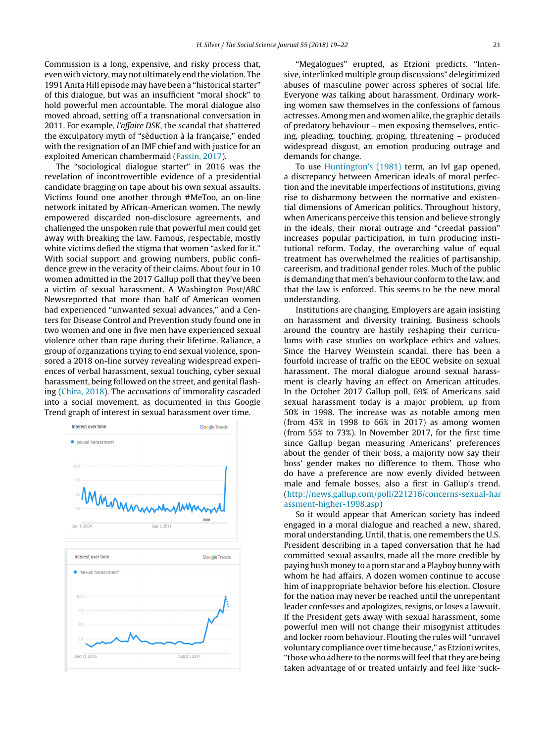Commission is a long, expensive, and risky process that, even with victory, may not ultimately end the violation. The 1991 Anita Hill episode may have been a "historical starter" of this dialogue, but was an insufficient "moral shock" to hold powerful men accountable. The moral dialogue also moved abroad, setting off a transnational conversation in 2011. For example, *l'affaire DSK*, the scandal that shattered the exculpatory myth of "séduction à la française," ended with the resignation of an IMF chief and with justice for an exploited American chambermaid (Fassin, 2017).

The "sociological dialogue starter" in 2016 was the revelation of incontrovertible evidence of a presidential candidate bragging on tape about his own sexual assaults. Victims found one another through #MeToo, an on-line network initated by African-American women. The newly empowered discarded non-disclosure agreements, and challenged the unspoken rule that powerful men could get away with breaking the law. Famous, respectable, mostly white victims defied the stigma that women "asked for it." With social support and growing numbers, public confidence grew in the veracity of their claims. About four in 10 women admitted in the 2017 Gallup poll that they've been a victim of sexual harassment. A Washington Post/ABC Newsreported that more than half of American women had experienced "unwanted sexual advances," and a Centers for Disease Control and Prevention study found one in two women and one in five men have experienced sexual violence other than rape during their lifetime. Raliance, a group of organizations trying to end sexual violence, sponsored a 2018 on-line survey revealing widespread experiences of verbal harassment, sexual touching, cyber sexual harassment, being followed on the street, and genital flashing (Chira, 2018). The accusations of immorality cascaded into a social movement, as documented in this Google Trend graph of interest in sexual harassment over time.

"Megalogues" erupted, as Etzioni predicts. "Intensive, interlinked multiple group discussions" delegitimized abuses of masculine power across spheres of social life. Everyone was talking about harassment. Ordinary working women saw themselves in the confessions of famous actresses. Among men and women alike, the graphic details of predatory behaviour – men exposing themselves, enticing, pleading, touching, groping, threatening – produced widespread disgust, an emotion producing outrage and demands for change.

To use Huntington's (1981) term, an IvI gap opened, a discrepancy between American ideals of moral perfection and the inevitable imperfections of institutions, giving rise to disharmony between the normative and existential dimensions of American politics. Throughout history, when Americans perceive this tension and believe strongly in the ideals, their moral outrage and "creedal passion" increases popular participation, in turn producing institutional reform. Today, the overarching value of equal treatment has overwhelmed the realities of partisanship, careerism, and traditional gender roles. Much of the public is demanding that men's behaviour conform to the law, and that the law is enforced. This seems to be the new moral understanding.

Institutions are changing. Employers are again insisting on harassment and diversity training. Business schools around the country are hastily reshaping their curriculums with case studies on workplace ethics and values. Since the Harvey Weinstein scandal, there has been a fourfold increase of traffic on the EEOC website on sexual harassment. The moral dialogue around sexual harassment is clearly having an effect on American attitudes. In the October 2017 Gallup poll, 69% of Americans said sexual harassment today is a major problem, up from 50% in 1998. The increase was as notable among men (from 45% in 1998 to 66% in 2017) as among women (from 55% to 73%). In November 2017, for the first time since Gallup began measuring Americans' preferences about the gender of their boss, a majority now say their boss' gender makes no difference to them. Those who do have a preference are now evenly divided between male and female bosses, also a first in Gallup's trend. (http://news.gallup.com/poll/221216/concerns-sexual-harassment-higher-1998.asp)

So it would appear that American society has indeed engaged in a moral dialogue and reached a new, shared, moral understanding. Until, that is, one remembers the U.S. President describing in a taped conversation that he had committed sexual assaults, made all the more credible by paying hush money to a porn star and a Playboy bunny with whom he had affairs. A dozen women continue to accuse him of inappropriate behavior before his election. Closure for the nation may never be reached until the unrepentant leader confesses and apologizes, resigns, or loses a lawsuit. If the President gets away with sexual harassment, some powerful men will not change their misogynist attitudes and locker room behaviour. Flouting the rules will "unravel voluntary compliance over time because," as Etzioni writes, "those who adhere to the norms will feel that they are being taken advantage of or treated unfairly and feel like 'suck-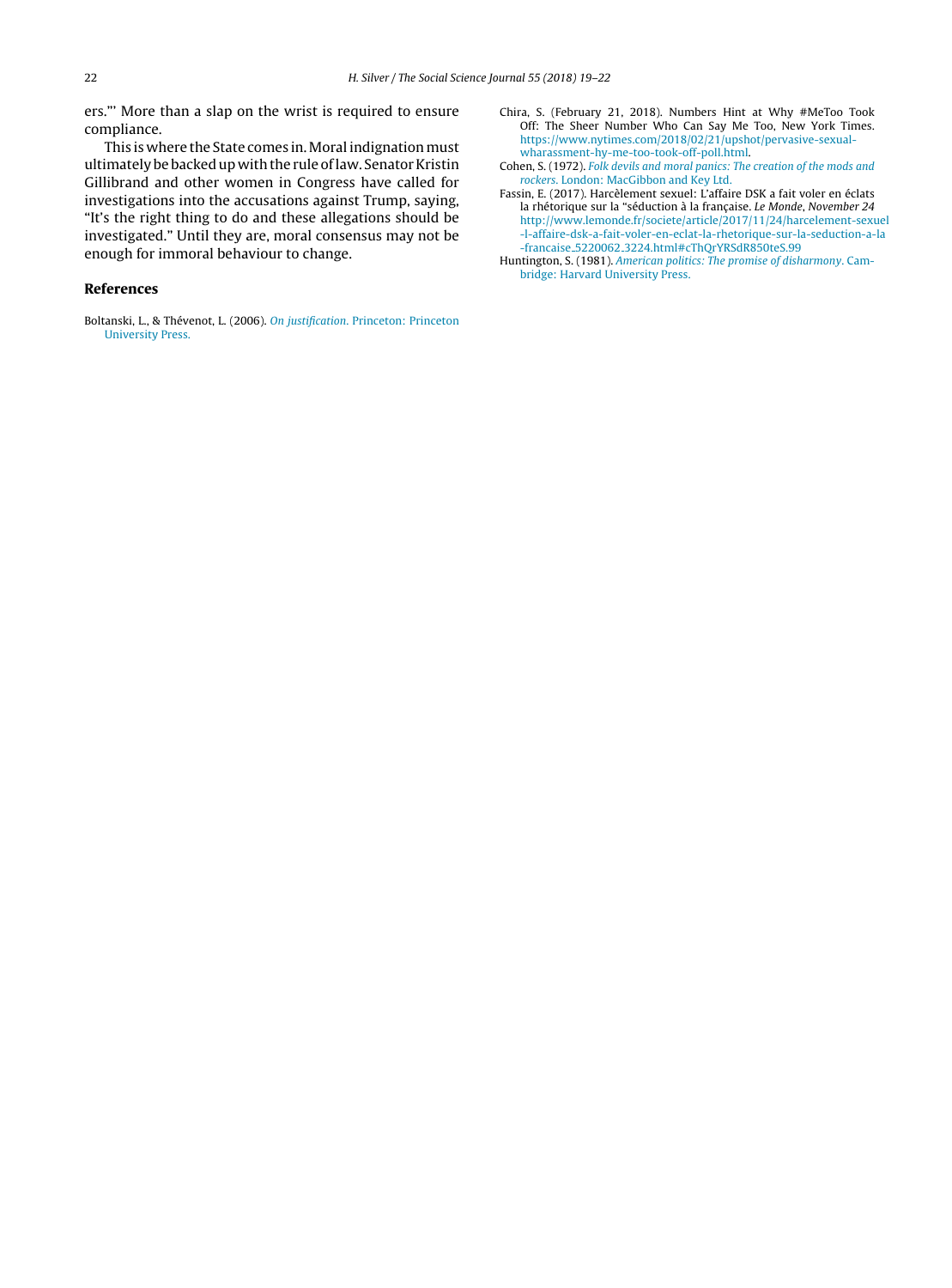ers."' More than a slap on the wrist is required to ensure compliance.

This is where the State comes in. Moral indignation must ultimately be backed up with the rule of law. Senator Kristin Gillibrand and other women in Congress have called for investigations into the accusations against Trump, saying, "It's the right thing to do and these allegations should be investigated." Until they are, moral consensus may not be enough for immoral behaviour to change.

## References

Boltanski, L., & Thévenot, L. (2006). *On justification*. Princeton: Princeton University Press.

Chira, S. (February 21, 2018). Numbers Hint at Why #MeToo Took Off: The Sheer Number Who Can Say Me Too, New York Times. https://www.nytimes.com/2018/02/21/upshot/pervasive-sexual-wharassment-hy-me-too-took-off-poll.html.

Cohen, S. (1972). *Folk devils and moral panics: The creation of the mods and rockers*. London: MacGibbon and Key Ltd.

Fassin, E. (2017). Harcèlement sexuel: L'affaire DSK a fait voler en éclats la rhétorique sur la "séduction à la française. *Le Monde*, *November 24* http://www.lemonde.fr/societe/article/2017/11/24/harcelement-sexuel-l-affaire-dsk-a-fait-voler-en-eclat-la-rhetorique-sur-la-seduction-a-la-francaise_5220062_3224.html#cThQrYRSdR850teS.99

Huntington, S. (1981). *American politics: The promise of disharmony*. Cambridge: Harvard University Press.